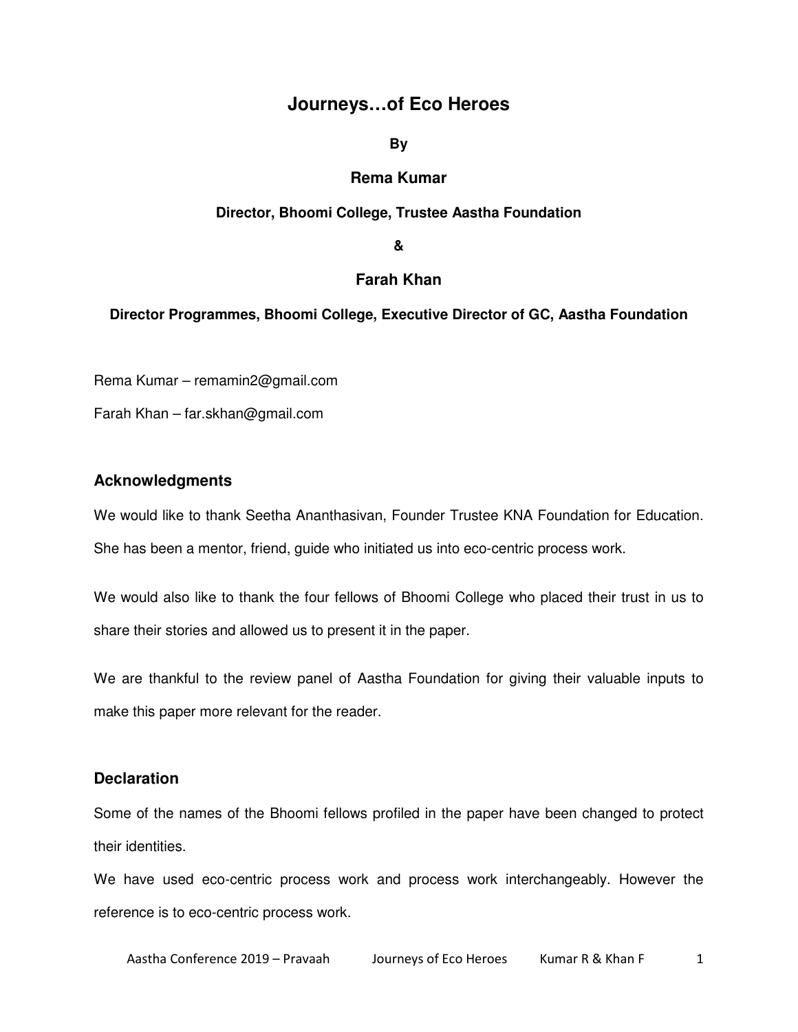# Journeys…of Eco Heroes

**By**

**Rema Kumar**

**Director, Bhoomi College, Trustee Aastha Foundation**

**&**

**Farah Khan**

**Director Programmes, Bhoomi College, Executive Director of GC, Aastha Foundation**

Rema Kumar – remamin2@gmail.com

Farah Khan – far.skhan@gmail.com

## Acknowledgments

We would like to thank Seetha Ananthasivan, Founder Trustee KNA Foundation for Education. She has been a mentor, friend, guide who initiated us into eco-centric process work.

We would also like to thank the four fellows of Bhoomi College who placed their trust in us to share their stories and allowed us to present it in the paper.

We are thankful to the review panel of Aastha Foundation for giving their valuable inputs to make this paper more relevant for the reader.

## Declaration

Some of the names of the Bhoomi fellows profiled in the paper have been changed to protect their identities.

We have used eco-centric process work and process work interchangeably. However the reference is to eco-centric process work.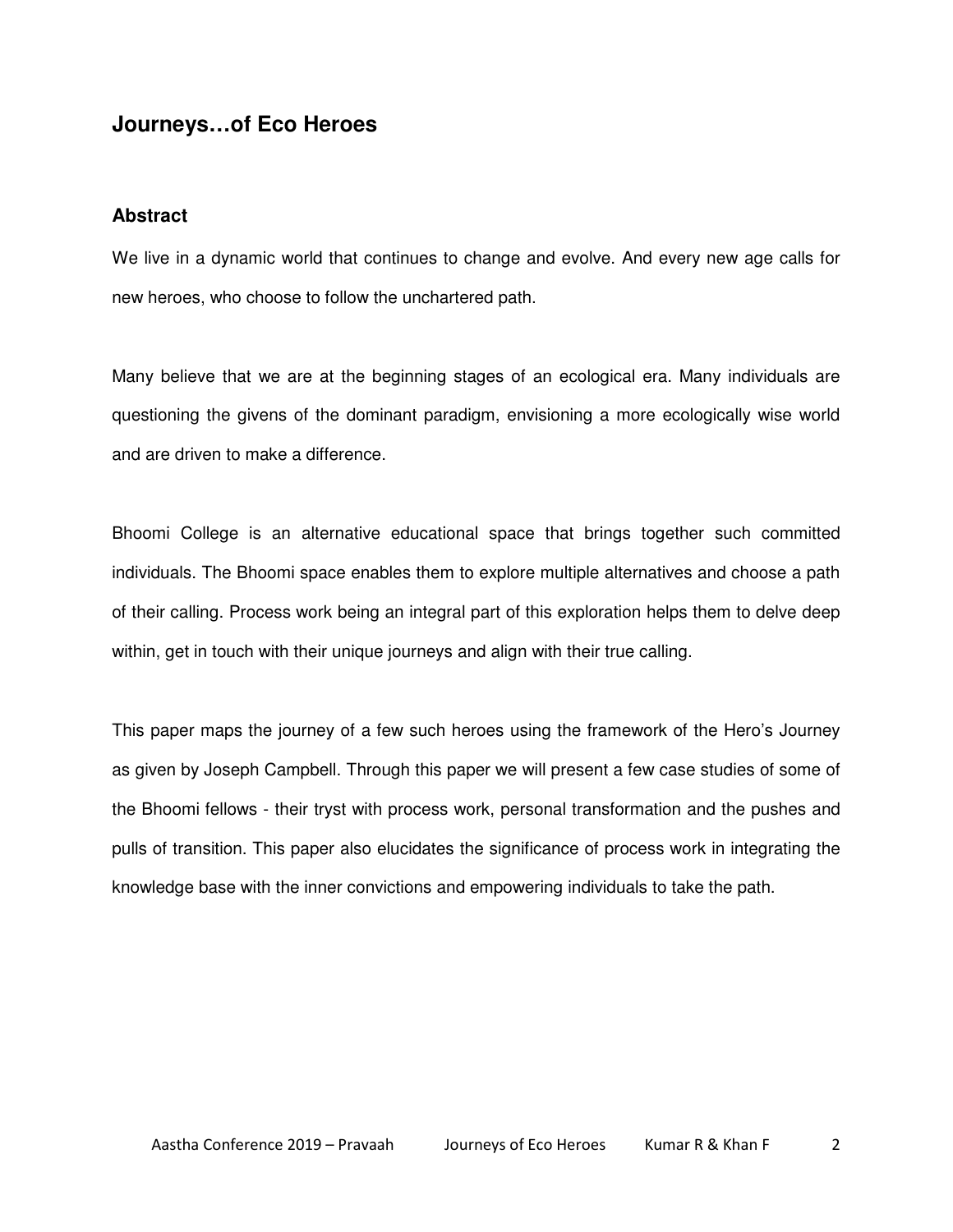# Journeys…of Eco Heroes

## Abstract

We live in a dynamic world that continues to change and evolve. And every new age calls for new heroes, who choose to follow the unchartered path.

Many believe that we are at the beginning stages of an ecological era. Many individuals are questioning the givens of the dominant paradigm, envisioning a more ecologically wise world and are driven to make a difference.

Bhoomi College is an alternative educational space that brings together such committed individuals. The Bhoomi space enables them to explore multiple alternatives and choose a path of their calling. Process work being an integral part of this exploration helps them to delve deep within, get in touch with their unique journeys and align with their true calling.

This paper maps the journey of a few such heroes using the framework of the Hero's Journey as given by Joseph Campbell. Through this paper we will present a few case studies of some of the Bhoomi fellows - their tryst with process work, personal transformation and the pushes and pulls of transition. This paper also elucidates the significance of process work in integrating the knowledge base with the inner convictions and empowering individuals to take the path.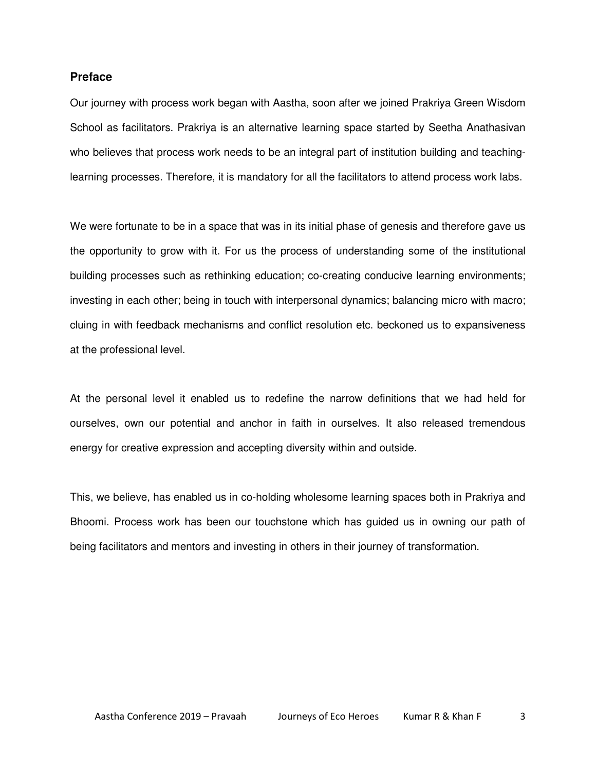## Preface

Our journey with process work began with Aastha, soon after we joined Prakriya Green Wisdom School as facilitators. Prakriya is an alternative learning space started by Seetha Anathasivan who believes that process work needs to be an integral part of institution building and teaching-learning processes. Therefore, it is mandatory for all the facilitators to attend process work labs.

We were fortunate to be in a space that was in its initial phase of genesis and therefore gave us the opportunity to grow with it. For us the process of understanding some of the institutional building processes such as rethinking education; co-creating conducive learning environments; investing in each other; being in touch with interpersonal dynamics; balancing micro with macro; cluing in with feedback mechanisms and conflict resolution etc. beckoned us to expansiveness at the professional level.

At the personal level it enabled us to redefine the narrow definitions that we had held for ourselves, own our potential and anchor in faith in ourselves. It also released tremendous energy for creative expression and accepting diversity within and outside.

This, we believe, has enabled us in co-holding wholesome learning spaces both in Prakriya and Bhoomi. Process work has been our touchstone which has guided us in owning our path of being facilitators and mentors and investing in others in their journey of transformation.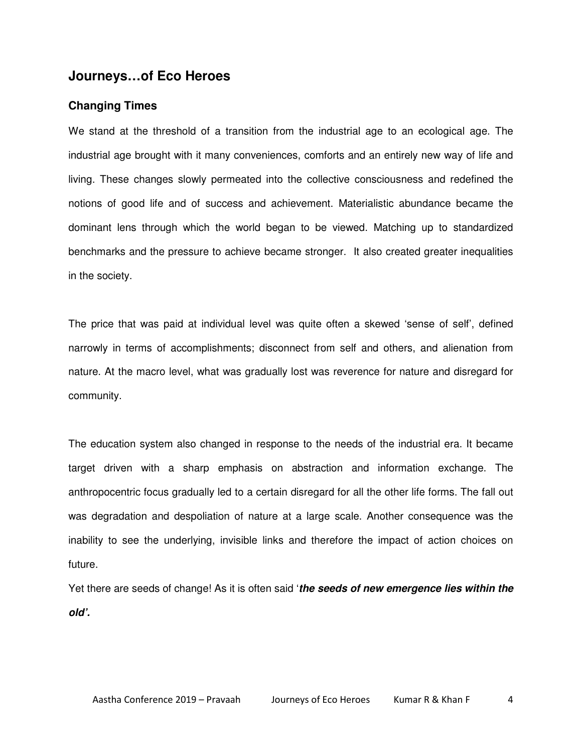## Journeys…of Eco Heroes

### Changing Times

We stand at the threshold of a transition from the industrial age to an ecological age. The industrial age brought with it many conveniences, comforts and an entirely new way of life and living. These changes slowly permeated into the collective consciousness and redefined the notions of good life and of success and achievement. Materialistic abundance became the dominant lens through which the world began to be viewed. Matching up to standardized benchmarks and the pressure to achieve became stronger.  It also created greater inequalities in the society.

The price that was paid at individual level was quite often a skewed 'sense of self', defined narrowly in terms of accomplishments; disconnect from self and others, and alienation from nature. At the macro level, what was gradually lost was reverence for nature and disregard for community.

The education system also changed in response to the needs of the industrial era. It became target driven with a sharp emphasis on abstraction and information exchange. The anthropocentric focus gradually led to a certain disregard for all the other life forms. The fall out was degradation and despoliation of nature at a large scale. Another consequence was the inability to see the underlying, invisible links and therefore the impact of action choices on future.

Yet there are seeds of change! As it is often said '***the seeds of new emergence lies within the old'.***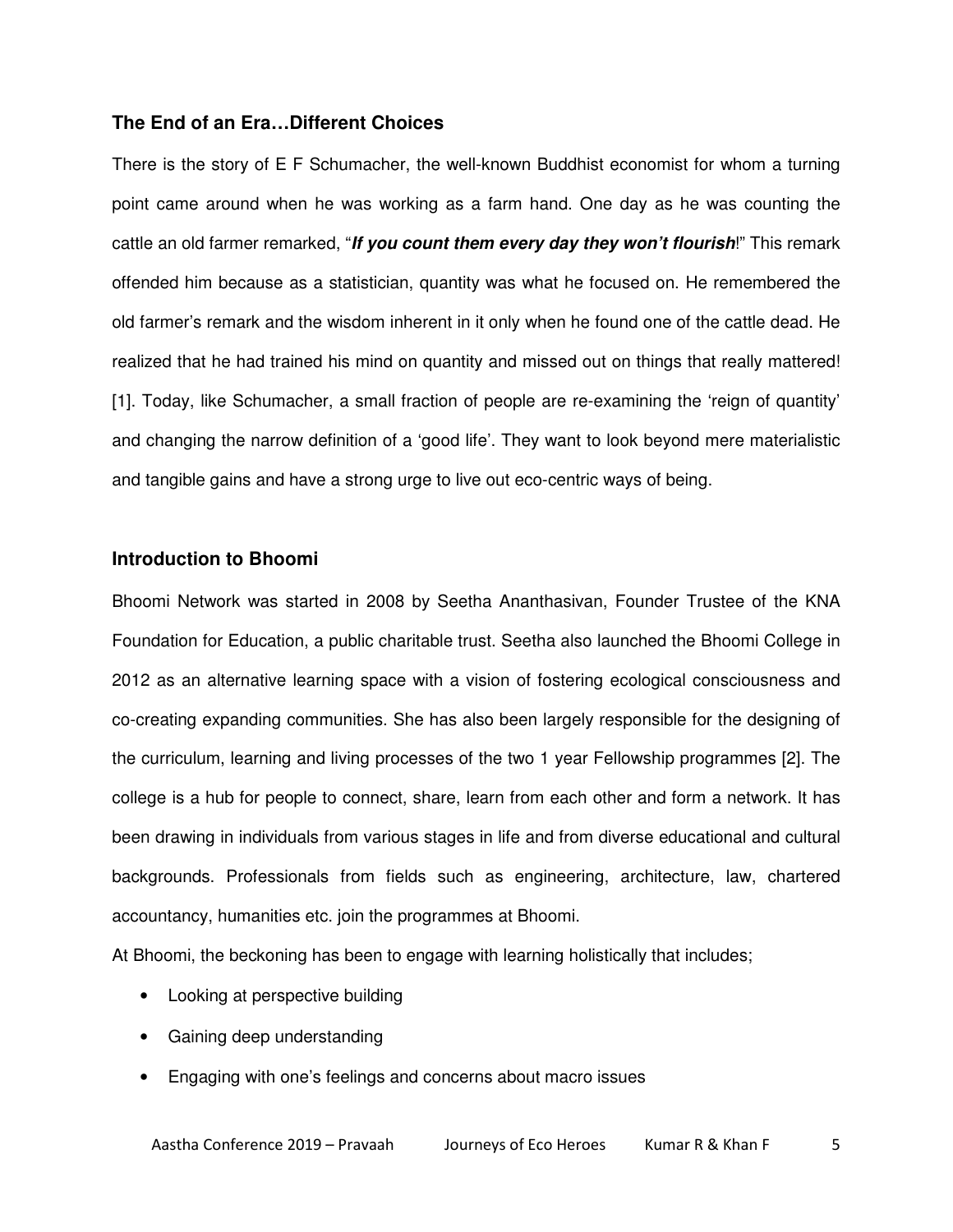### The End of an Era…Different Choices

There is the story of E F Schumacher, the well-known Buddhist economist for whom a turning point came around when he was working as a farm hand. One day as he was counting the cattle an old farmer remarked, "***If you count them every day they won't flourish***!" This remark offended him because as a statistician, quantity was what he focused on. He remembered the old farmer's remark and the wisdom inherent in it only when he found one of the cattle dead. He realized that he had trained his mind on quantity and missed out on things that really mattered! [1]. Today, like Schumacher, a small fraction of people are re-examining the 'reign of quantity' and changing the narrow definition of a 'good life'. They want to look beyond mere materialistic and tangible gains and have a strong urge to live out eco-centric ways of being.

### Introduction to Bhoomi

Bhoomi Network was started in 2008 by Seetha Ananthasivan, Founder Trustee of the KNA Foundation for Education, a public charitable trust. Seetha also launched the Bhoomi College in 2012 as an alternative learning space with a vision of fostering ecological consciousness and co-creating expanding communities. She has also been largely responsible for the designing of the curriculum, learning and living processes of the two 1 year Fellowship programmes [2]. The college is a hub for people to connect, share, learn from each other and form a network. It has been drawing in individuals from various stages in life and from diverse educational and cultural backgrounds. Professionals from fields such as engineering, architecture, law, chartered accountancy, humanities etc. join the programmes at Bhoomi.

At Bhoomi, the beckoning has been to engage with learning holistically that includes;

- Looking at perspective building
- Gaining deep understanding
- Engaging with one's feelings and concerns about macro issues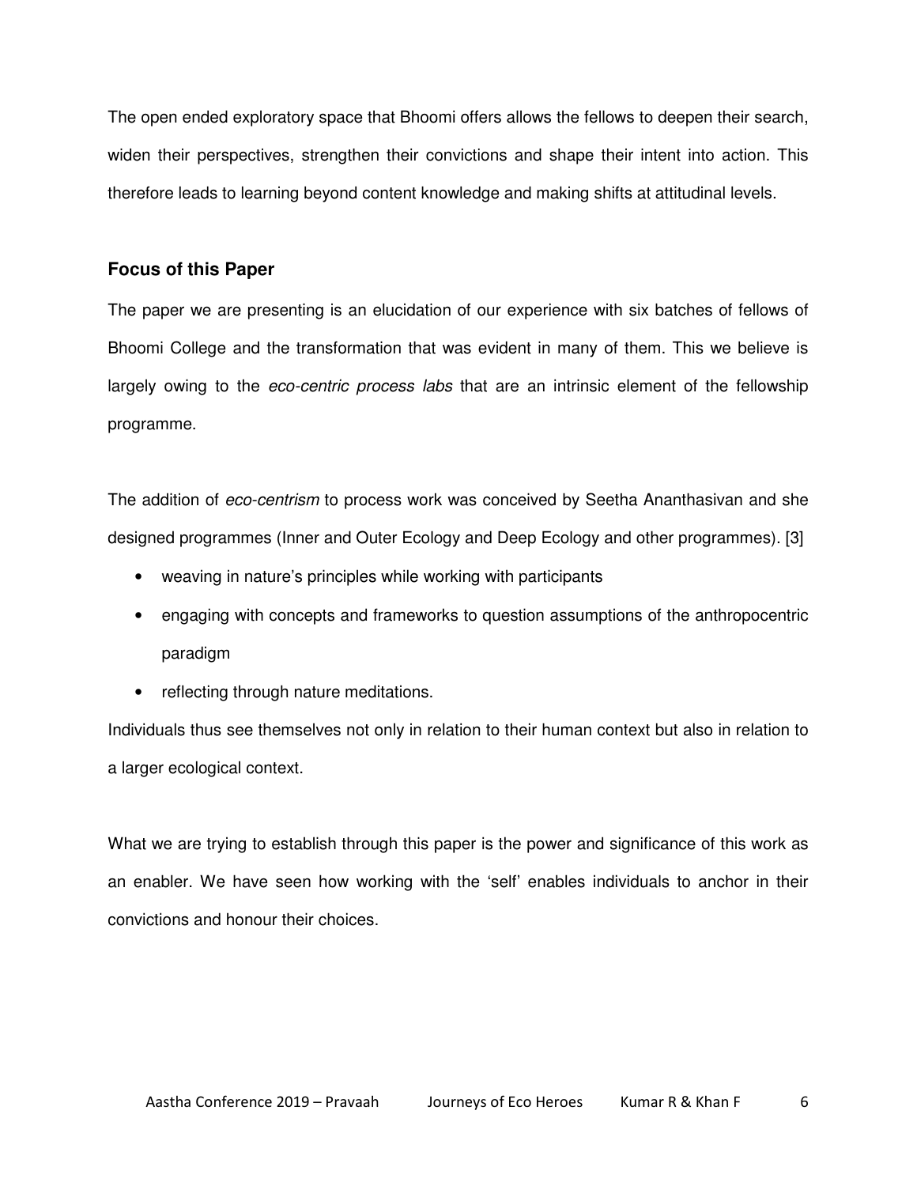The open ended exploratory space that Bhoomi offers allows the fellows to deepen their search, widen their perspectives, strengthen their convictions and shape their intent into action. This therefore leads to learning beyond content knowledge and making shifts at attitudinal levels.

### Focus of this Paper

The paper we are presenting is an elucidation of our experience with six batches of fellows of Bhoomi College and the transformation that was evident in many of them. This we believe is largely owing to the *eco-centric process labs* that are an intrinsic element of the fellowship programme.

The addition of *eco-centrism* to process work was conceived by Seetha Ananthasivan and she designed programmes (Inner and Outer Ecology and Deep Ecology and other programmes). [3]

- weaving in nature's principles while working with participants
- engaging with concepts and frameworks to question assumptions of the anthropocentric paradigm
- reflecting through nature meditations.

Individuals thus see themselves not only in relation to their human context but also in relation to a larger ecological context.

What we are trying to establish through this paper is the power and significance of this work as an enabler. We have seen how working with the 'self' enables individuals to anchor in their convictions and honour their choices.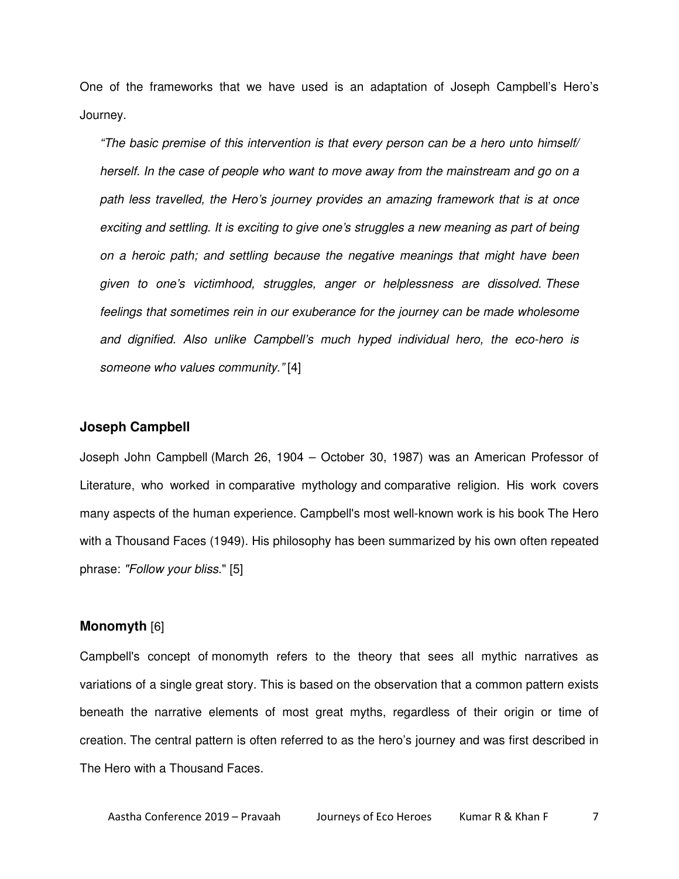One of the frameworks that we have used is an adaptation of Joseph Campbell's Hero's Journey.

> *"The basic premise of this intervention is that every person can be a hero unto himself/ herself. In the case of people who want to move away from the mainstream and go on a path less travelled, the Hero's journey provides an amazing framework that is at once exciting and settling. It is exciting to give one's struggles a new meaning as part of being on a heroic path; and settling because the negative meanings that might have been given to one's victimhood, struggles, anger or helplessness are dissolved. These feelings that sometimes rein in our exuberance for the journey can be made wholesome and dignified. Also unlike Campbell's much hyped individual hero, the eco-hero is someone who values community."* [4]

### Joseph Campbell

Joseph John Campbell (March 26, 1904 – October 30, 1987) was an American Professor of Literature, who worked in comparative mythology and comparative religion. His work covers many aspects of the human experience. Campbell's most well-known work is his book The Hero with a Thousand Faces (1949). His philosophy has been summarized by his own often repeated phrase: *"Follow your bliss."* [5]

### Monomyth [6]

Campbell's concept of monomyth refers to the theory that sees all mythic narratives as variations of a single great story. This is based on the observation that a common pattern exists beneath the narrative elements of most great myths, regardless of their origin or time of creation. The central pattern is often referred to as the hero's journey and was first described in The Hero with a Thousand Faces.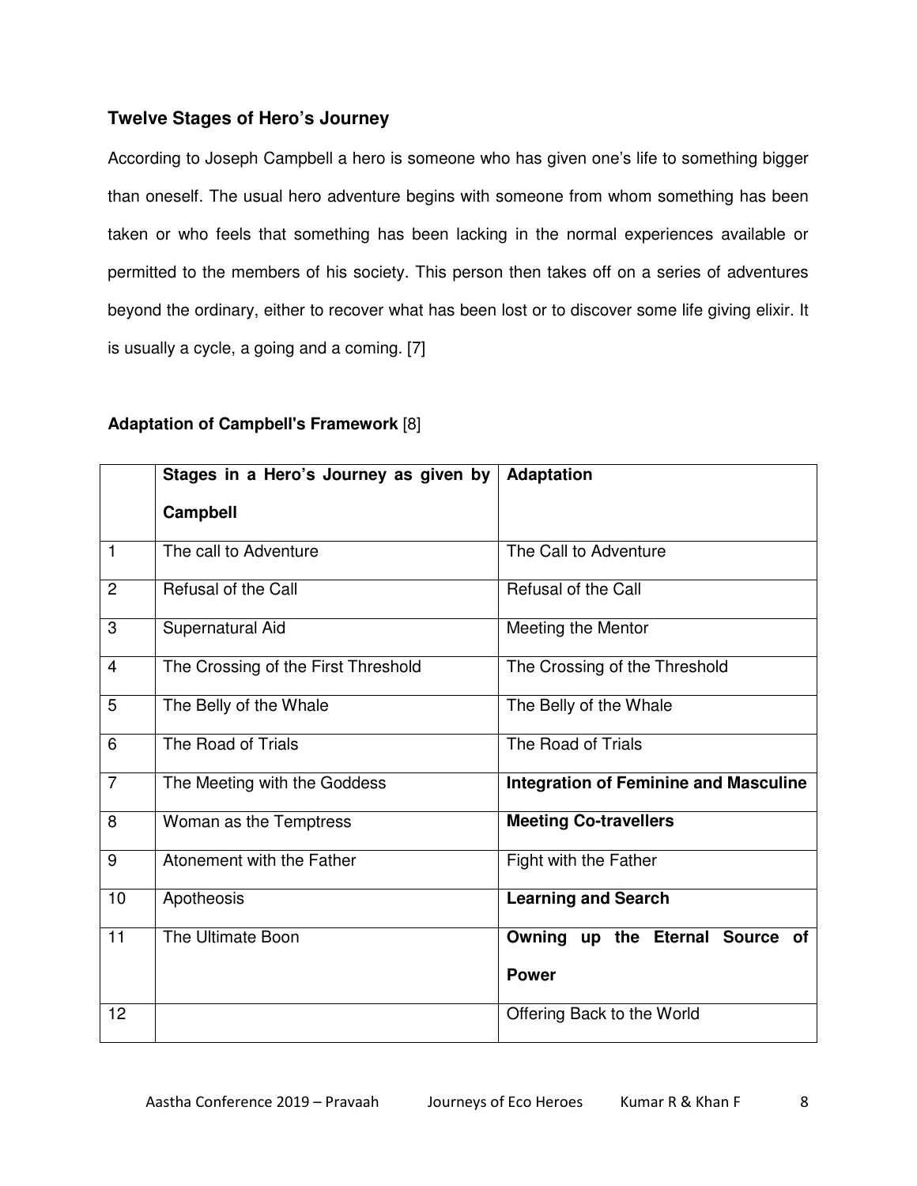### Twelve Stages of Hero's Journey

According to Joseph Campbell a hero is someone who has given one's life to something bigger than oneself. The usual hero adventure begins with someone from whom something has been taken or who feels that something has been lacking in the normal experiences available or permitted to the members of his society. This person then takes off on a series of adventures beyond the ordinary, either to recover what has been lost or to discover some life giving elixir. It is usually a cycle, a going and a coming. [7]

**Adaptation of Campbell's Framework** [8]

| | **Stages in a Hero's Journey as given by Campbell** | **Adaptation** |
|---|---|---|
| 1 | The call to Adventure | The Call to Adventure |
| 2 | Refusal of the Call | Refusal of the Call |
| 3 | Supernatural Aid | Meeting the Mentor |
| 4 | The Crossing of the First Threshold | The Crossing of the Threshold |
| 5 | The Belly of the Whale | The Belly of the Whale |
| 6 | The Road of Trials | The Road of Trials |
| 7 | The Meeting with the Goddess | **Integration of Feminine and Masculine** |
| 8 | Woman as the Temptress | **Meeting Co-travellers** |
| 9 | Atonement with the Father | Fight with the Father |
| 10 | Apotheosis | **Learning and Search** |
| 11 | The Ultimate Boon | **Owning up the Eternal Source of Power** |
| 12 | | Offering Back to the World |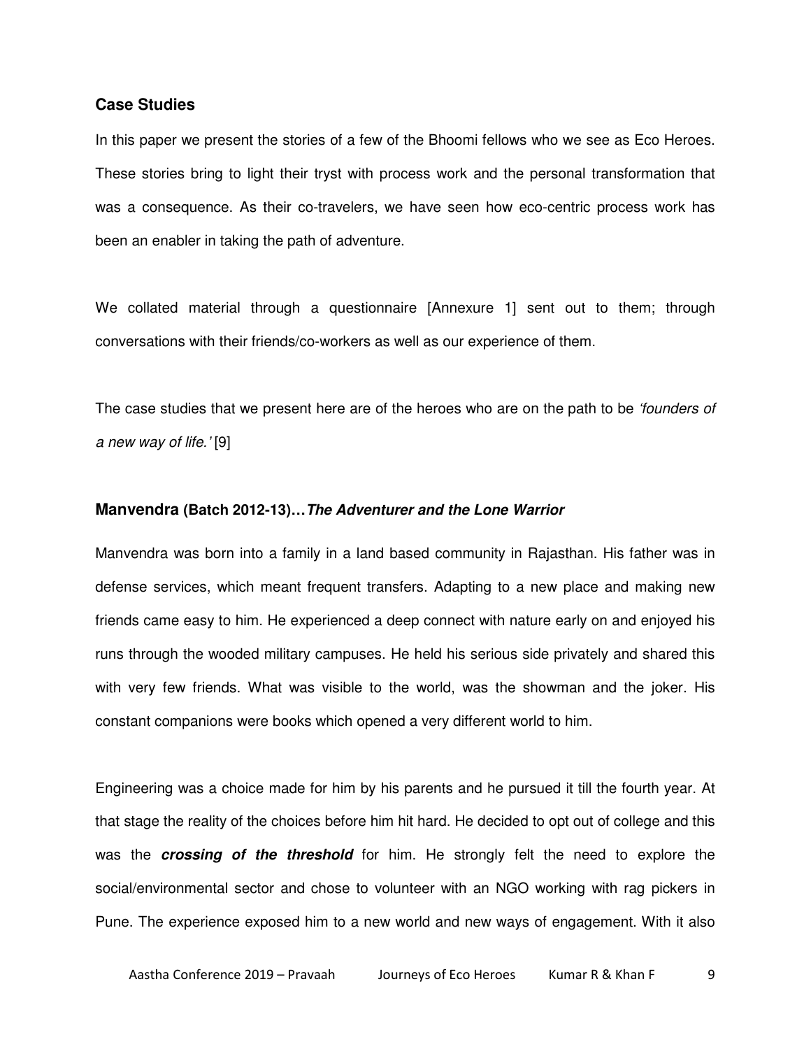## Case Studies

In this paper we present the stories of a few of the Bhoomi fellows who we see as Eco Heroes. These stories bring to light their tryst with process work and the personal transformation that was a consequence. As their co-travelers, we have seen how eco-centric process work has been an enabler in taking the path of adventure.

We collated material through a questionnaire [Annexure 1] sent out to them; through conversations with their friends/co-workers as well as our experience of them.

The case studies that we present here are of the heroes who are on the path to be *'founders of a new way of life.'* [9]

### Manvendra (Batch 2012-13)…*The Adventurer and the Lone Warrior*

Manvendra was born into a family in a land based community in Rajasthan. His father was in defense services, which meant frequent transfers. Adapting to a new place and making new friends came easy to him. He experienced a deep connect with nature early on and enjoyed his runs through the wooded military campuses. He held his serious side privately and shared this with very few friends. What was visible to the world, was the showman and the joker. His constant companions were books which opened a very different world to him.

Engineering was a choice made for him by his parents and he pursued it till the fourth year. At that stage the reality of the choices before him hit hard. He decided to opt out of college and this was the ***crossing of the threshold*** for him. He strongly felt the need to explore the social/environmental sector and chose to volunteer with an NGO working with rag pickers in Pune. The experience exposed him to a new world and new ways of engagement. With it also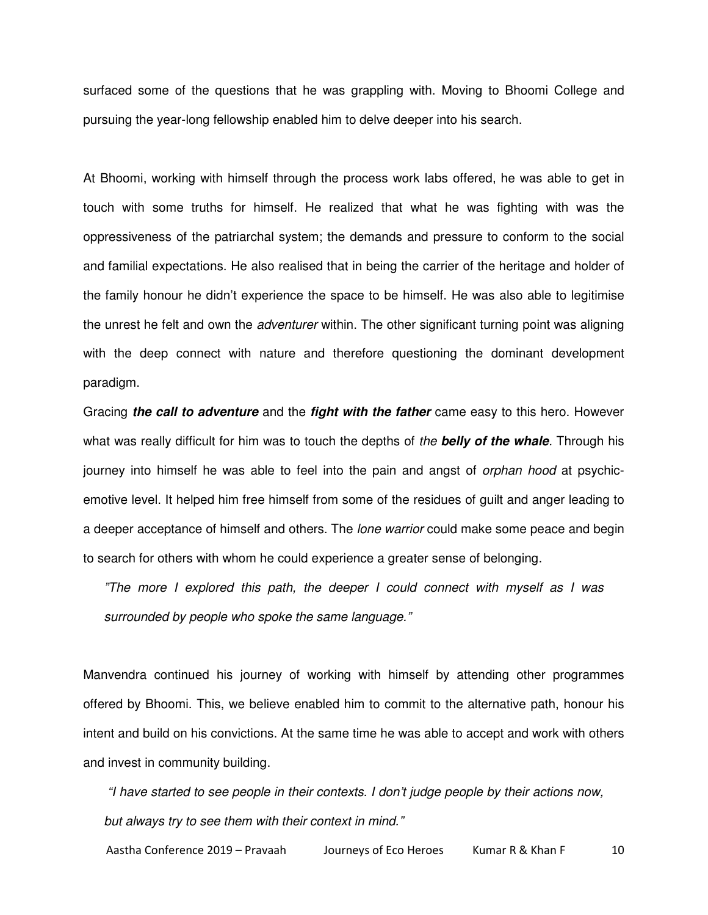surfaced some of the questions that he was grappling with. Moving to Bhoomi College and pursuing the year-long fellowship enabled him to delve deeper into his search.

At Bhoomi, working with himself through the process work labs offered, he was able to get in touch with some truths for himself. He realized that what he was fighting with was the oppressiveness of the patriarchal system; the demands and pressure to conform to the social and familial expectations. He also realised that in being the carrier of the heritage and holder of the family honour he didn't experience the space to be himself. He was also able to legitimise the unrest he felt and own the *adventurer* within. The other significant turning point was aligning with the deep connect with nature and therefore questioning the dominant development paradigm.

Gracing ***the call to adventure*** and the ***fight with the father*** came easy to this hero. However what was really difficult for him was to touch the depths of *the **belly of the whale***. Through his journey into himself he was able to feel into the pain and angst of *orphan hood* at psychic-emotive level. It helped him free himself from some of the residues of guilt and anger leading to a deeper acceptance of himself and others. The *lone warrior* could make some peace and begin to search for others with whom he could experience a greater sense of belonging.

> *"The more I explored this path, the deeper I could connect with myself as I was surrounded by people who spoke the same language."*

Manvendra continued his journey of working with himself by attending other programmes offered by Bhoomi. This, we believe enabled him to commit to the alternative path, honour his intent and build on his convictions. At the same time he was able to accept and work with others and invest in community building.

> *"I have started to see people in their contexts. I don't judge people by their actions now, but always try to see them with their context in mind."*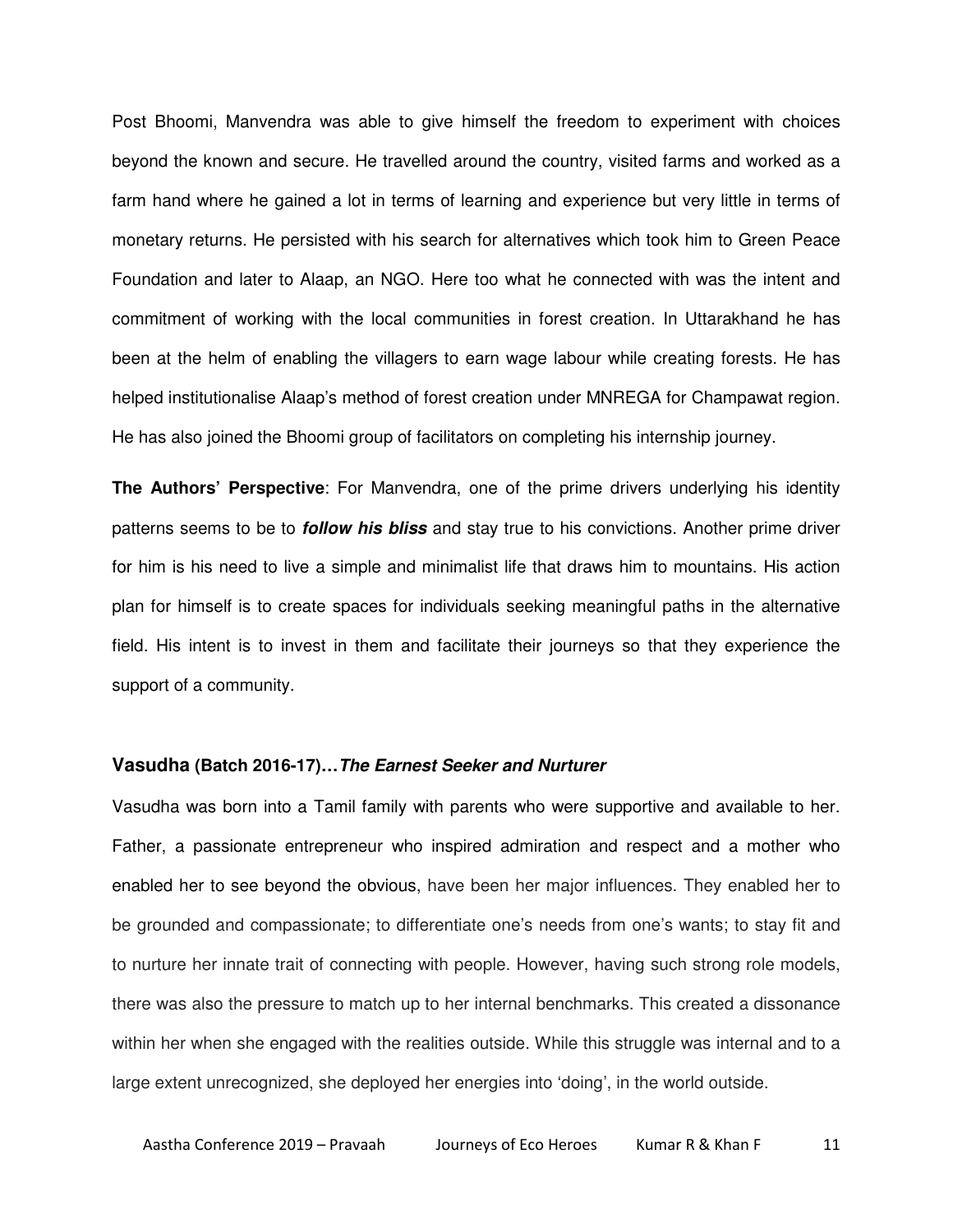Post Bhoomi, Manvendra was able to give himself the freedom to experiment with choices beyond the known and secure. He travelled around the country, visited farms and worked as a farm hand where he gained a lot in terms of learning and experience but very little in terms of monetary returns. He persisted with his search for alternatives which took him to Green Peace Foundation and later to Alaap, an NGO. Here too what he connected with was the intent and commitment of working with the local communities in forest creation. In Uttarakhand he has been at the helm of enabling the villagers to earn wage labour while creating forests. He has helped institutionalise Alaap's method of forest creation under MNREGA for Champawat region. He has also joined the Bhoomi group of facilitators on completing his internship journey.

**The Authors' Perspective**: For Manvendra, one of the prime drivers underlying his identity patterns seems to be to ***follow his bliss*** and stay true to his convictions. Another prime driver for him is his need to live a simple and minimalist life that draws him to mountains. His action plan for himself is to create spaces for individuals seeking meaningful paths in the alternative field. His intent is to invest in them and facilitate their journeys so that they experience the support of a community.

### Vasudha (Batch 2016-17)…*The Earnest Seeker and Nurturer*

Vasudha was born into a Tamil family with parents who were supportive and available to her. Father, a passionate entrepreneur who inspired admiration and respect and a mother who enabled her to see beyond the obvious, have been her major influences. They enabled her to be grounded and compassionate; to differentiate one's needs from one's wants; to stay fit and to nurture her innate trait of connecting with people. However, having such strong role models, there was also the pressure to match up to her internal benchmarks. This created a dissonance within her when she engaged with the realities outside. While this struggle was internal and to a large extent unrecognized, she deployed her energies into 'doing', in the world outside.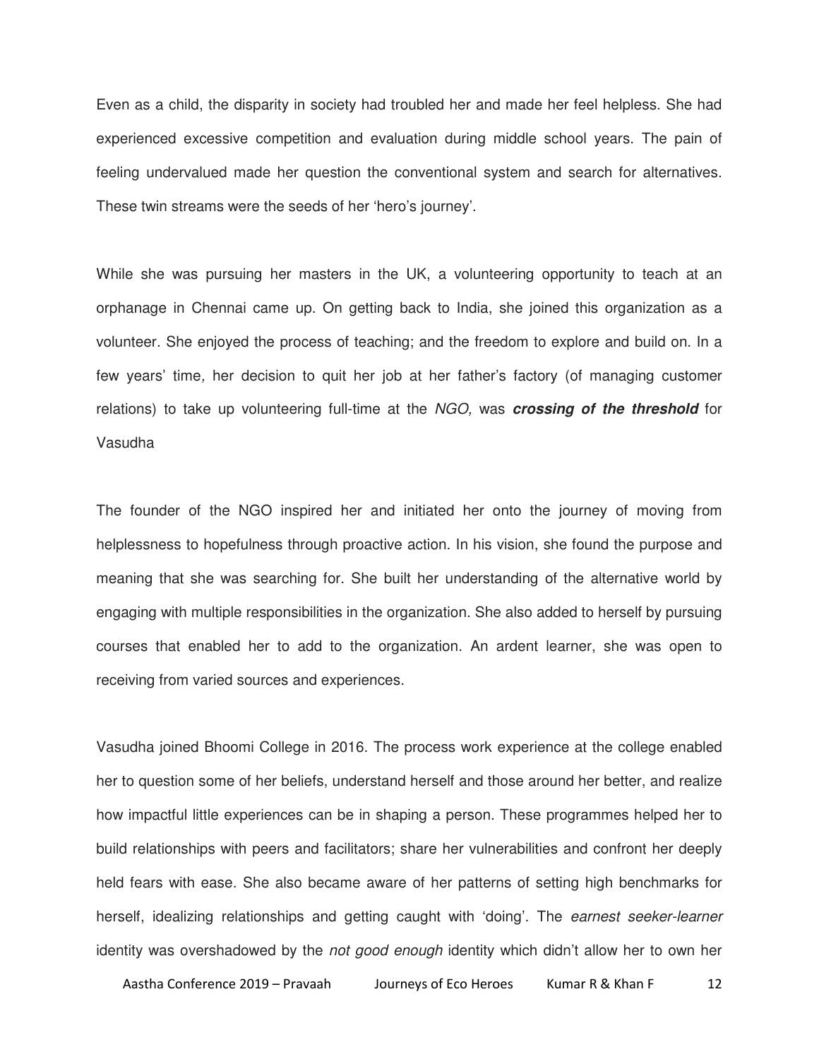Even as a child, the disparity in society had troubled her and made her feel helpless. She had experienced excessive competition and evaluation during middle school years. The pain of feeling undervalued made her question the conventional system and search for alternatives. These twin streams were the seeds of her 'hero's journey'.

While she was pursuing her masters in the UK, a volunteering opportunity to teach at an orphanage in Chennai came up. On getting back to India, she joined this organization as a volunteer. She enjoyed the process of teaching; and the freedom to explore and build on. In a few years' time*,* her decision to quit her job at her father's factory (of managing customer relations) to take up volunteering full-time at the *NGO,* was ***crossing of the threshold*** for Vasudha

The founder of the NGO inspired her and initiated her onto the journey of moving from helplessness to hopefulness through proactive action. In his vision, she found the purpose and meaning that she was searching for. She built her understanding of the alternative world by engaging with multiple responsibilities in the organization. She also added to herself by pursuing courses that enabled her to add to the organization. An ardent learner, she was open to receiving from varied sources and experiences.

Vasudha joined Bhoomi College in 2016. The process work experience at the college enabled her to question some of her beliefs, understand herself and those around her better, and realize how impactful little experiences can be in shaping a person. These programmes helped her to build relationships with peers and facilitators; share her vulnerabilities and confront her deeply held fears with ease. She also became aware of her patterns of setting high benchmarks for herself, idealizing relationships and getting caught with 'doing'. The *earnest seeker-learner* identity was overshadowed by the *not good enough* identity which didn't allow her to own her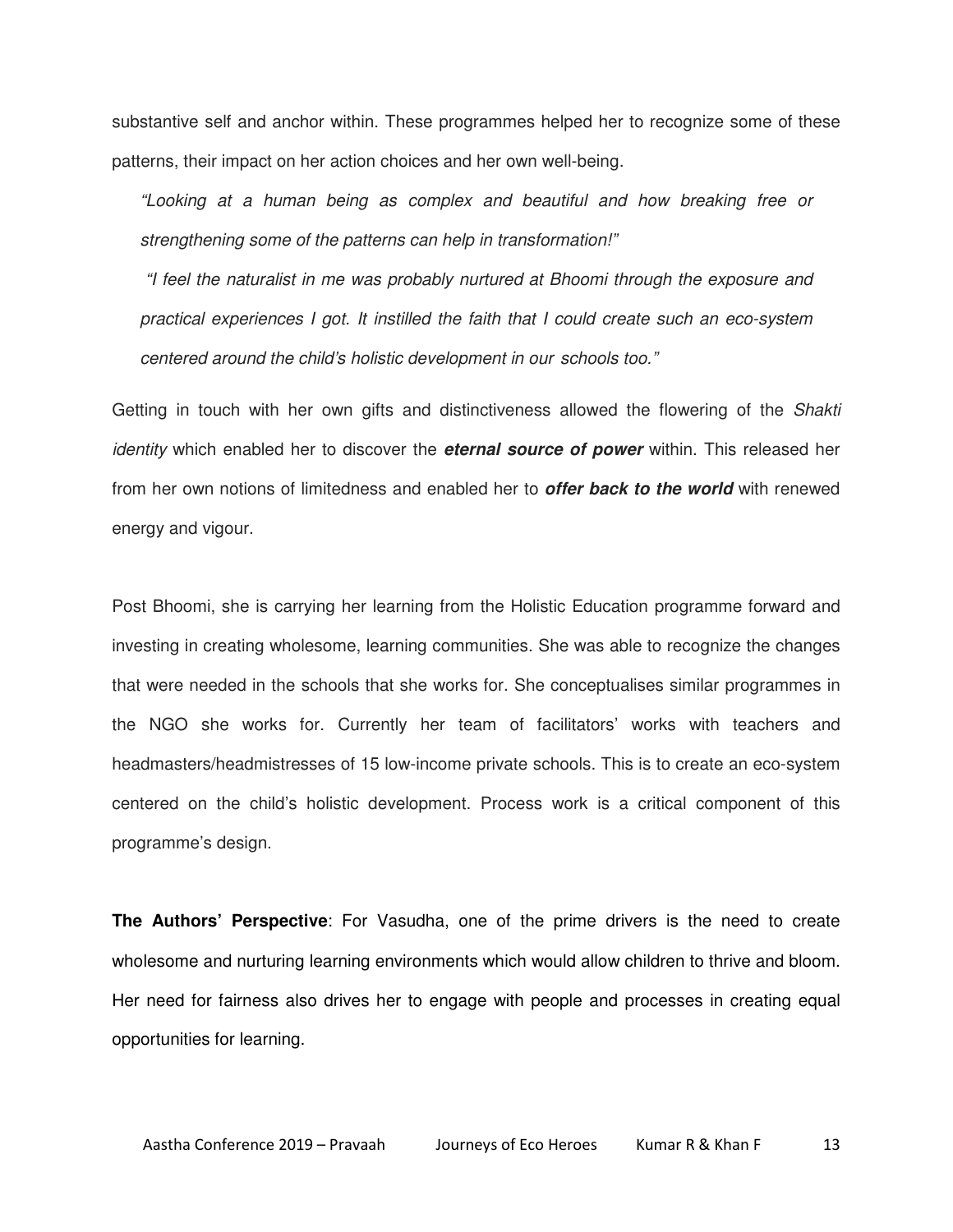substantive self and anchor within. These programmes helped her to recognize some of these patterns, their impact on her action choices and her own well-being.

> *"Looking at a human being as complex and beautiful and how breaking free or strengthening some of the patterns can help in transformation!"*
>
> *"I feel the naturalist in me was probably nurtured at Bhoomi through the exposure and practical experiences I got. It instilled the faith that I could create such an eco-system centered around the child's holistic development in our schools too."*

Getting in touch with her own gifts and distinctiveness allowed the flowering of the *Shakti identity* which enabled her to discover the ***eternal source of power*** within. This released her from her own notions of limitedness and enabled her to ***offer back to the world*** with renewed energy and vigour.

Post Bhoomi, she is carrying her learning from the Holistic Education programme forward and investing in creating wholesome, learning communities. She was able to recognize the changes that were needed in the schools that she works for. She conceptualises similar programmes in the NGO she works for. Currently her team of facilitators' works with teachers and headmasters/headmistresses of 15 low-income private schools. This is to create an eco-system centered on the child's holistic development. Process work is a critical component of this programme's design.

**The Authors' Perspective**: For Vasudha, one of the prime drivers is the need to create wholesome and nurturing learning environments which would allow children to thrive and bloom. Her need for fairness also drives her to engage with people and processes in creating equal opportunities for learning.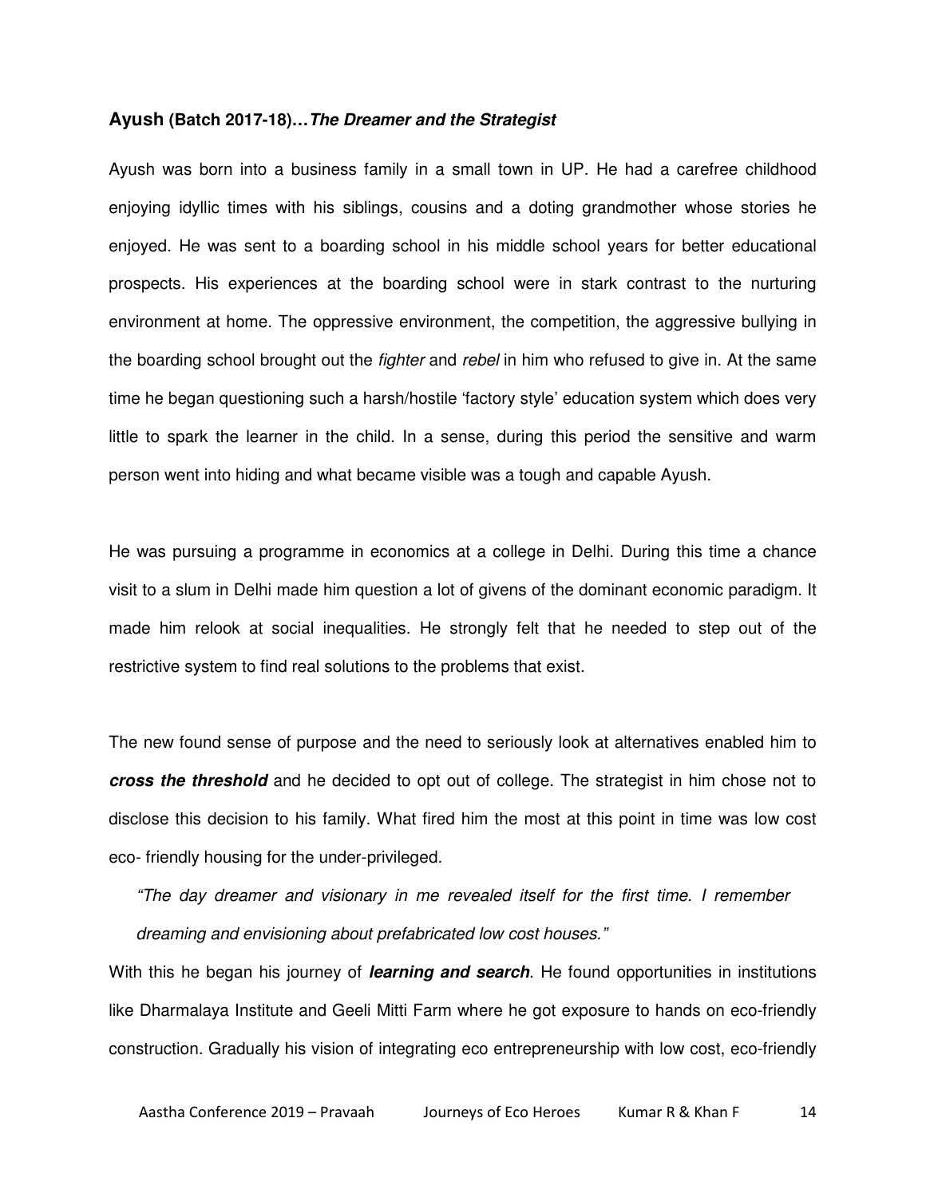**Ayush (Batch 2017-18)…*The Dreamer and the Strategist***

Ayush was born into a business family in a small town in UP. He had a carefree childhood enjoying idyllic times with his siblings, cousins and a doting grandmother whose stories he enjoyed. He was sent to a boarding school in his middle school years for better educational prospects. His experiences at the boarding school were in stark contrast to the nurturing environment at home. The oppressive environment, the competition, the aggressive bullying in the boarding school brought out the *fighter* and *rebel* in him who refused to give in. At the same time he began questioning such a harsh/hostile 'factory style' education system which does very little to spark the learner in the child. In a sense, during this period the sensitive and warm person went into hiding and what became visible was a tough and capable Ayush.

He was pursuing a programme in economics at a college in Delhi. During this time a chance visit to a slum in Delhi made him question a lot of givens of the dominant economic paradigm. It made him relook at social inequalities. He strongly felt that he needed to step out of the restrictive system to find real solutions to the problems that exist.

The new found sense of purpose and the need to seriously look at alternatives enabled him to ***cross the threshold*** and he decided to opt out of college. The strategist in him chose not to disclose this decision to his family. What fired him the most at this point in time was low cost eco- friendly housing for the under-privileged.

> *"The day dreamer and visionary in me revealed itself for the first time. I remember dreaming and envisioning about prefabricated low cost houses."*

With this he began his journey of ***learning and search***. He found opportunities in institutions like Dharmalaya Institute and Geeli Mitti Farm where he got exposure to hands on eco-friendly construction. Gradually his vision of integrating eco entrepreneurship with low cost, eco-friendly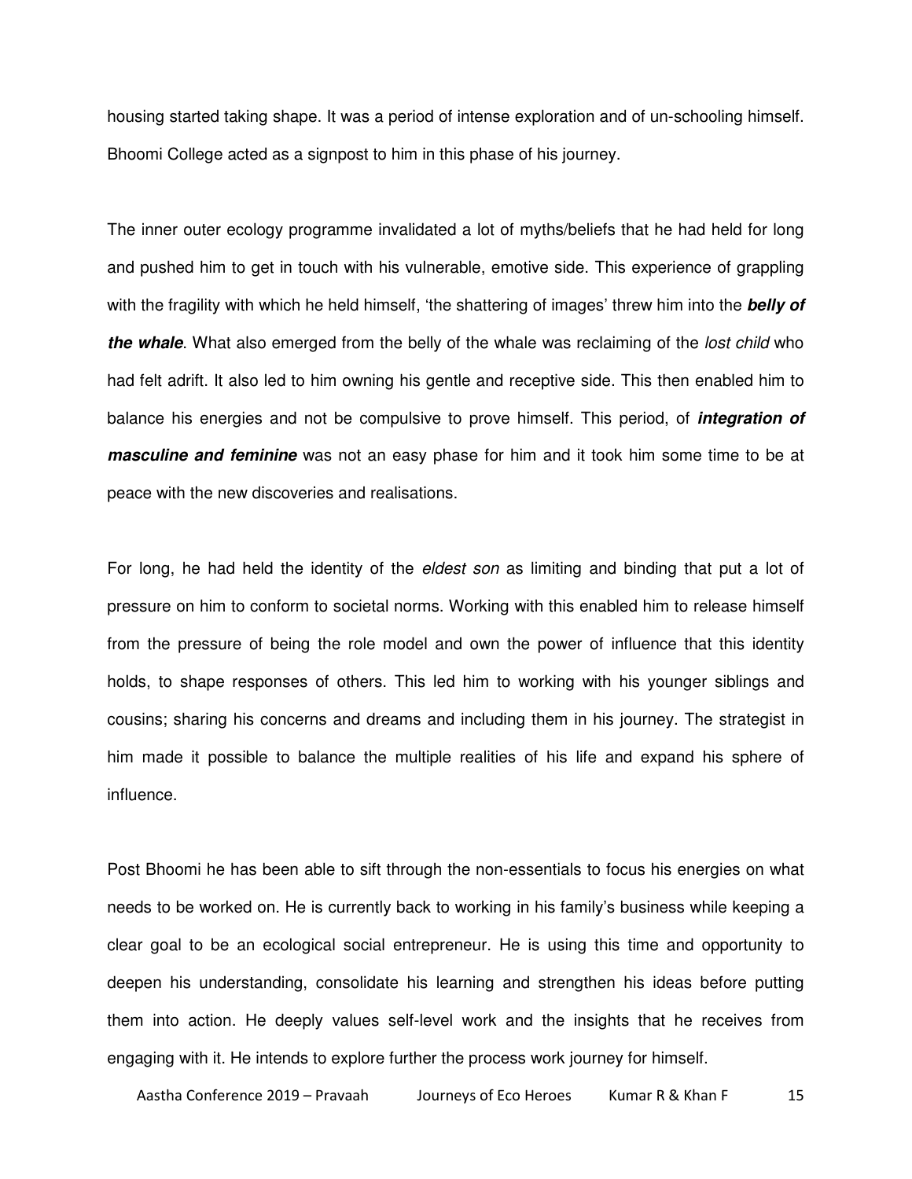housing started taking shape. It was a period of intense exploration and of un-schooling himself. Bhoomi College acted as a signpost to him in this phase of his journey.

The inner outer ecology programme invalidated a lot of myths/beliefs that he had held for long and pushed him to get in touch with his vulnerable, emotive side. This experience of grappling with the fragility with which he held himself, 'the shattering of images' threw him into the ***belly of the whale***. What also emerged from the belly of the whale was reclaiming of the *lost child* who had felt adrift. It also led to him owning his gentle and receptive side. This then enabled him to balance his energies and not be compulsive to prove himself. This period, of ***integration of masculine and feminine*** was not an easy phase for him and it took him some time to be at peace with the new discoveries and realisations.

For long, he had held the identity of the *eldest son* as limiting and binding that put a lot of pressure on him to conform to societal norms. Working with this enabled him to release himself from the pressure of being the role model and own the power of influence that this identity holds, to shape responses of others. This led him to working with his younger siblings and cousins; sharing his concerns and dreams and including them in his journey. The strategist in him made it possible to balance the multiple realities of his life and expand his sphere of influence.

Post Bhoomi he has been able to sift through the non-essentials to focus his energies on what needs to be worked on. He is currently back to working in his family's business while keeping a clear goal to be an ecological social entrepreneur. He is using this time and opportunity to deepen his understanding, consolidate his learning and strengthen his ideas before putting them into action. He deeply values self-level work and the insights that he receives from engaging with it. He intends to explore further the process work journey for himself.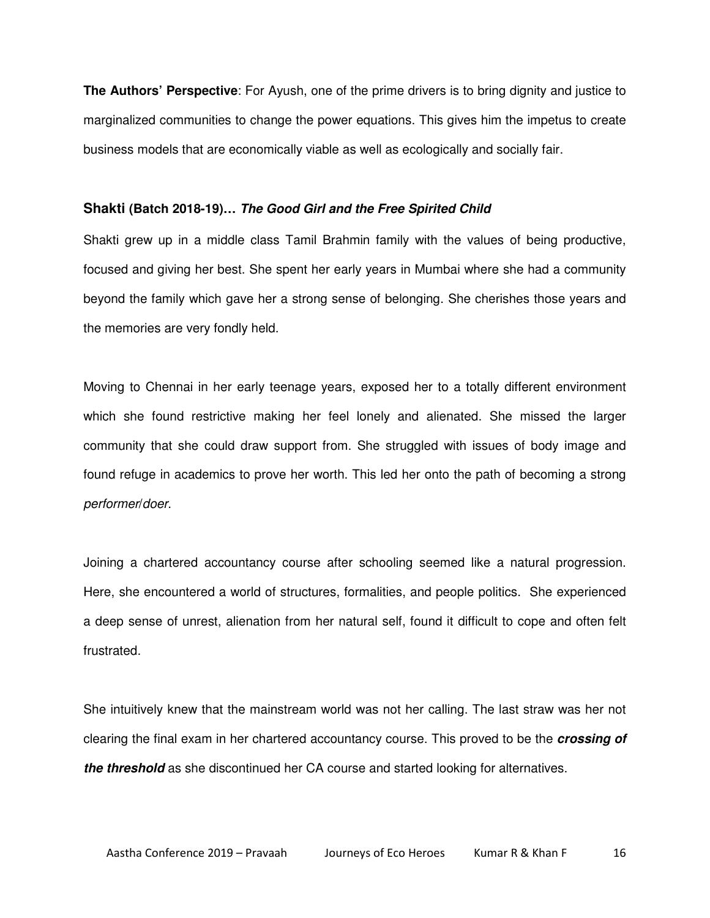**The Authors' Perspective**: For Ayush, one of the prime drivers is to bring dignity and justice to marginalized communities to change the power equations. This gives him the impetus to create business models that are economically viable as well as ecologically and socially fair.

### Shakti (Batch 2018-19)… *The Good Girl and the Free Spirited Child*

Shakti grew up in a middle class Tamil Brahmin family with the values of being productive, focused and giving her best. She spent her early years in Mumbai where she had a community beyond the family which gave her a strong sense of belonging. She cherishes those years and the memories are very fondly held.

Moving to Chennai in her early teenage years, exposed her to a totally different environment which she found restrictive making her feel lonely and alienated. She missed the larger community that she could draw support from. She struggled with issues of body image and found refuge in academics to prove her worth. This led her onto the path of becoming a strong *performer/doer*.

Joining a chartered accountancy course after schooling seemed like a natural progression. Here, she encountered a world of structures, formalities, and people politics. She experienced a deep sense of unrest, alienation from her natural self, found it difficult to cope and often felt frustrated.

She intuitively knew that the mainstream world was not her calling. The last straw was her not clearing the final exam in her chartered accountancy course. This proved to be the ***crossing of the threshold*** as she discontinued her CA course and started looking for alternatives.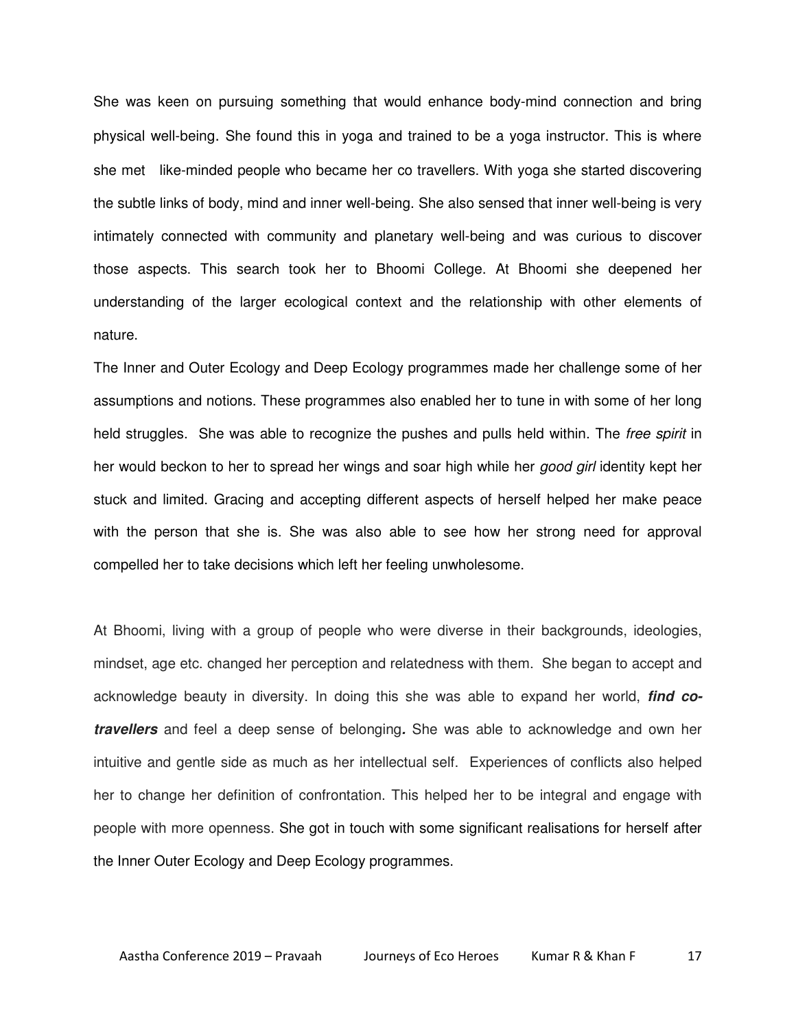She was keen on pursuing something that would enhance body-mind connection and bring physical well-being. She found this in yoga and trained to be a yoga instructor. This is where she met like-minded people who became her co travellers. With yoga she started discovering the subtle links of body, mind and inner well-being. She also sensed that inner well-being is very intimately connected with community and planetary well-being and was curious to discover those aspects. This search took her to Bhoomi College. At Bhoomi she deepened her understanding of the larger ecological context and the relationship with other elements of nature.

The Inner and Outer Ecology and Deep Ecology programmes made her challenge some of her assumptions and notions. These programmes also enabled her to tune in with some of her long held struggles. She was able to recognize the pushes and pulls held within. The *free spirit* in her would beckon to her to spread her wings and soar high while her *good girl* identity kept her stuck and limited. Gracing and accepting different aspects of herself helped her make peace with the person that she is. She was also able to see how her strong need for approval compelled her to take decisions which left her feeling unwholesome.

At Bhoomi, living with a group of people who were diverse in their backgrounds, ideologies, mindset, age etc. changed her perception and relatedness with them. She began to accept and acknowledge beauty in diversity. In doing this she was able to expand her world, ***find co-travellers*** and feel a deep sense of belonging***.*** She was able to acknowledge and own her intuitive and gentle side as much as her intellectual self. Experiences of conflicts also helped her to change her definition of confrontation. This helped her to be integral and engage with people with more openness. She got in touch with some significant realisations for herself after the Inner Outer Ecology and Deep Ecology programmes.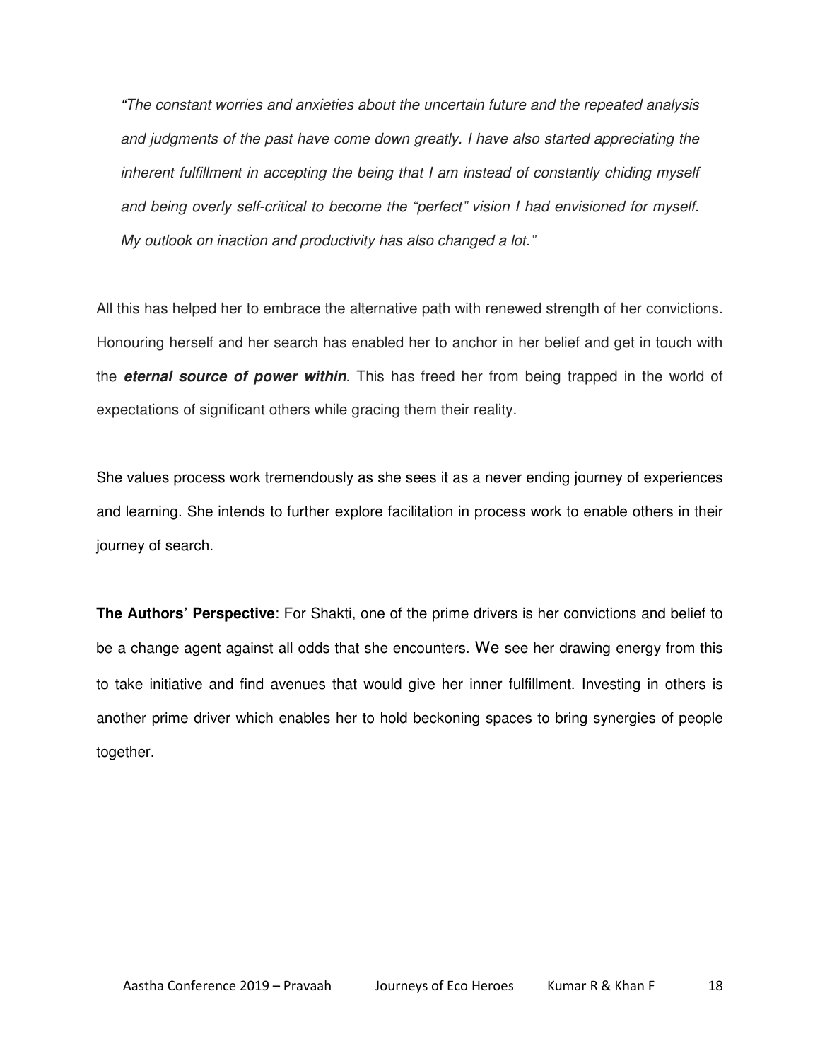*"The constant worries and anxieties about the uncertain future and the repeated analysis and judgments of the past have come down greatly. I have also started appreciating the inherent fulfillment in accepting the being that I am instead of constantly chiding myself and being overly self-critical to become the "perfect" vision I had envisioned for myself. My outlook on inaction and productivity has also changed a lot."*

All this has helped her to embrace the alternative path with renewed strength of her convictions. Honouring herself and her search has enabled her to anchor in her belief and get in touch with the ***eternal source of power within***. This has freed her from being trapped in the world of expectations of significant others while gracing them their reality.

She values process work tremendously as she sees it as a never ending journey of experiences and learning. She intends to further explore facilitation in process work to enable others in their journey of search.

**The Authors' Perspective**: For Shakti, one of the prime drivers is her convictions and belief to be a change agent against all odds that she encounters. We see her drawing energy from this to take initiative and find avenues that would give her inner fulfillment. Investing in others is another prime driver which enables her to hold beckoning spaces to bring synergies of people together.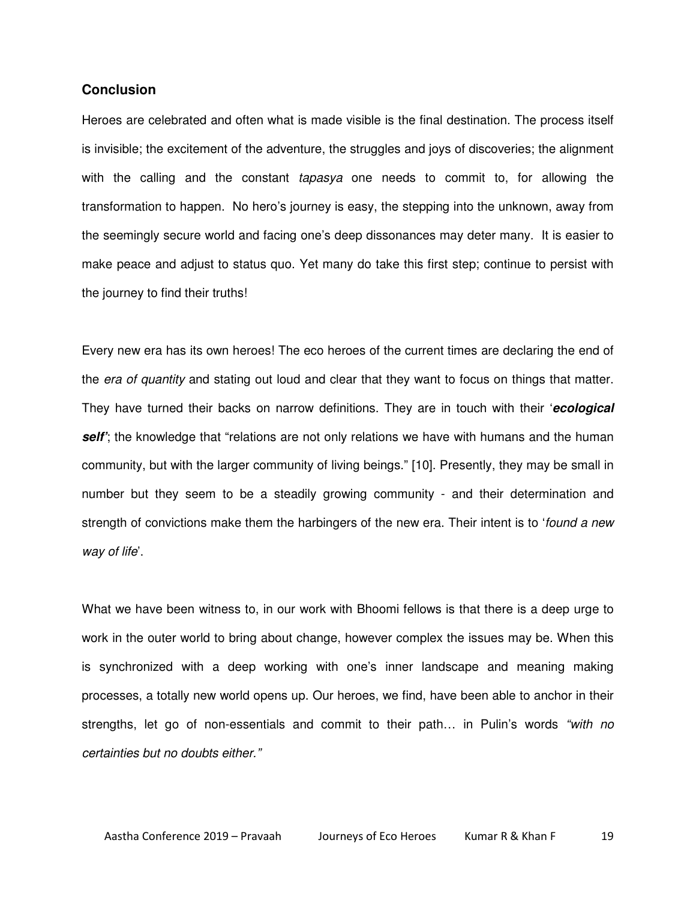## Conclusion

Heroes are celebrated and often what is made visible is the final destination. The process itself is invisible; the excitement of the adventure, the struggles and joys of discoveries; the alignment with the calling and the constant *tapasya* one needs to commit to, for allowing the transformation to happen. No hero's journey is easy, the stepping into the unknown, away from the seemingly secure world and facing one's deep dissonances may deter many. It is easier to make peace and adjust to status quo. Yet many do take this first step; continue to persist with the journey to find their truths!

Every new era has its own heroes! The eco heroes of the current times are declaring the end of the *era of quantity* and stating out loud and clear that they want to focus on things that matter. They have turned their backs on narrow definitions. They are in touch with their '***ecological self'***; the knowledge that "relations are not only relations we have with humans and the human community, but with the larger community of living beings." [10]. Presently, they may be small in number but they seem to be a steadily growing community - and their determination and strength of convictions make them the harbingers of the new era. Their intent is to '*found a new way of life*'.

What we have been witness to, in our work with Bhoomi fellows is that there is a deep urge to work in the outer world to bring about change, however complex the issues may be. When this is synchronized with a deep working with one's inner landscape and meaning making processes, a totally new world opens up. Our heroes, we find, have been able to anchor in their strengths, let go of non-essentials and commit to their path… in Pulin's words *"with no certainties but no doubts either."*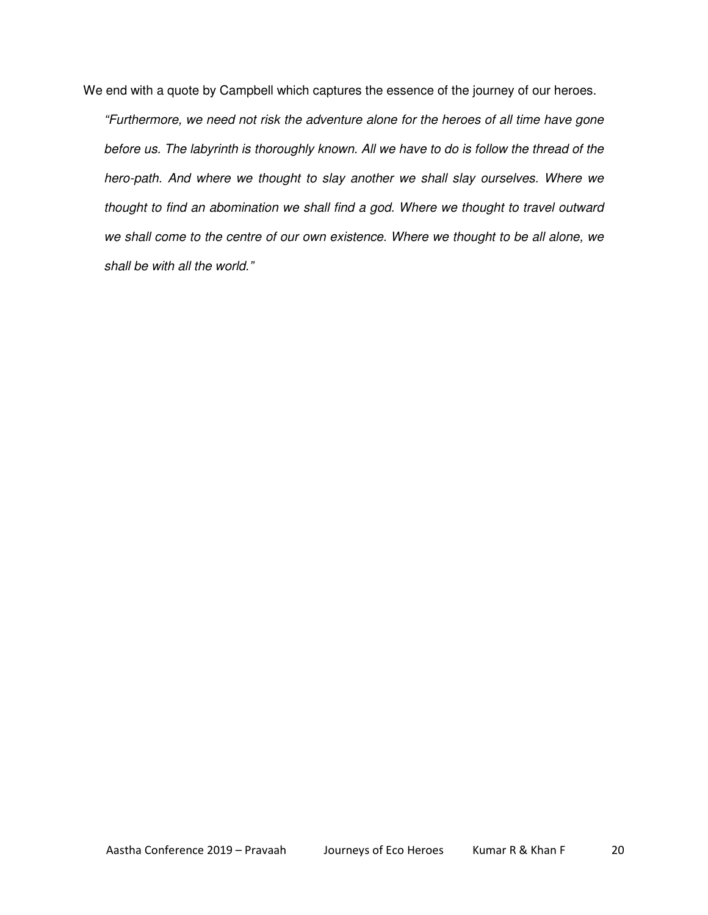We end with a quote by Campbell which captures the essence of the journey of our heroes.

> *"Furthermore, we need not risk the adventure alone for the heroes of all time have gone before us. The labyrinth is thoroughly known. All we have to do is follow the thread of the hero-path. And where we thought to slay another we shall slay ourselves. Where we thought to find an abomination we shall find a god. Where we thought to travel outward we shall come to the centre of our own existence. Where we thought to be all alone, we shall be with all the world."*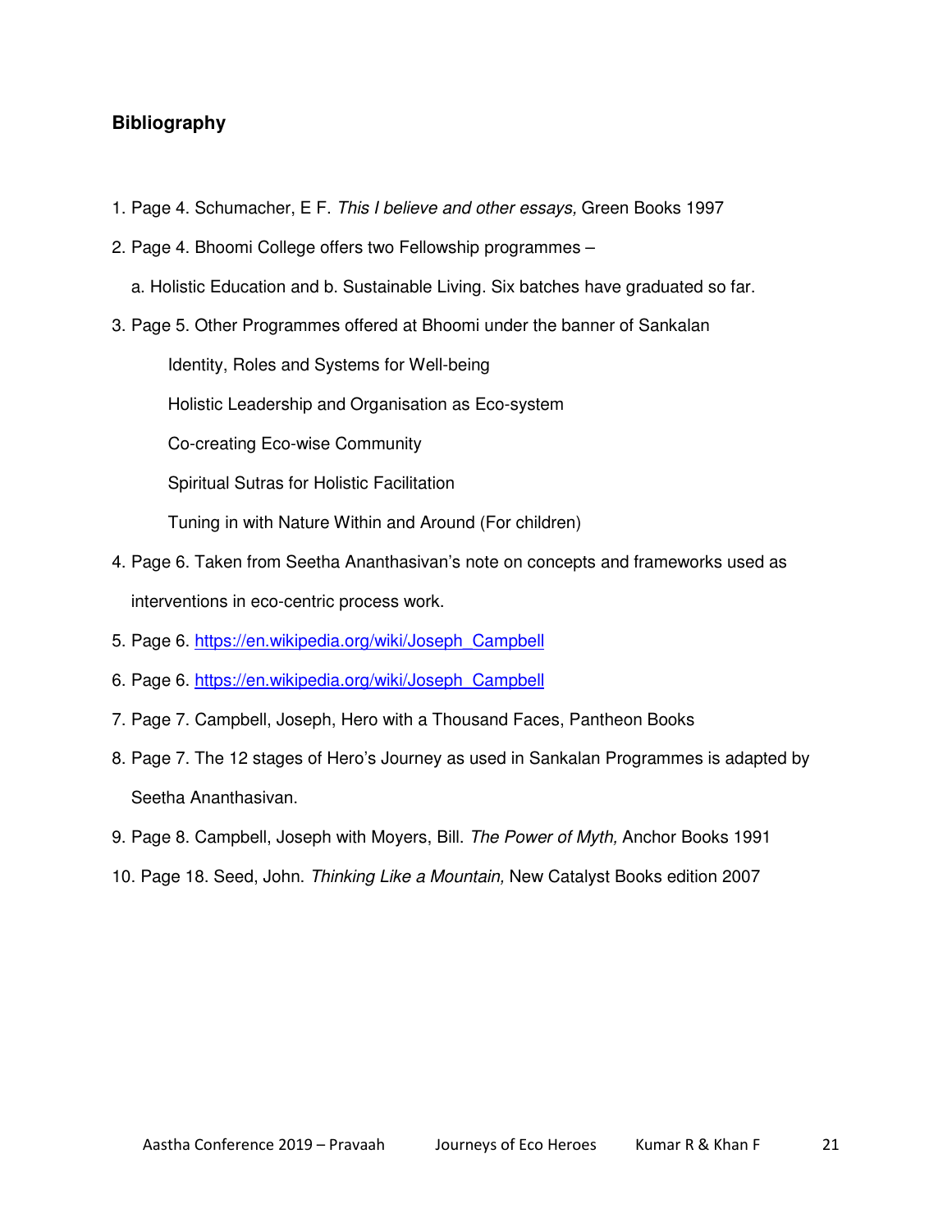## Bibliography

1. Page 4. Schumacher, E F. *This I believe and other essays,* Green Books 1997
2. Page 4. Bhoomi College offers two Fellowship programmes –

   a. Holistic Education and b. Sustainable Living. Six batches have graduated so far.
3. Page 5. Other Programmes offered at Bhoomi under the banner of Sankalan

   Identity, Roles and Systems for Well-being

   Holistic Leadership and Organisation as Eco-system

   Co-creating Eco-wise Community

   Spiritual Sutras for Holistic Facilitation

   Tuning in with Nature Within and Around (For children)
4. Page 6. Taken from Seetha Ananthasivan's note on concepts and frameworks used as interventions in eco-centric process work.
5. Page 6. https://en.wikipedia.org/wiki/Joseph_Campbell
6. Page 6. https://en.wikipedia.org/wiki/Joseph_Campbell
7. Page 7. Campbell, Joseph, Hero with a Thousand Faces, Pantheon Books
8. Page 7. The 12 stages of Hero's Journey as used in Sankalan Programmes is adapted by Seetha Ananthasivan.
9. Page 8. Campbell, Joseph with Moyers, Bill. *The Power of Myth,* Anchor Books 1991
10. Page 18. Seed, John. *Thinking Like a Mountain,* New Catalyst Books edition 2007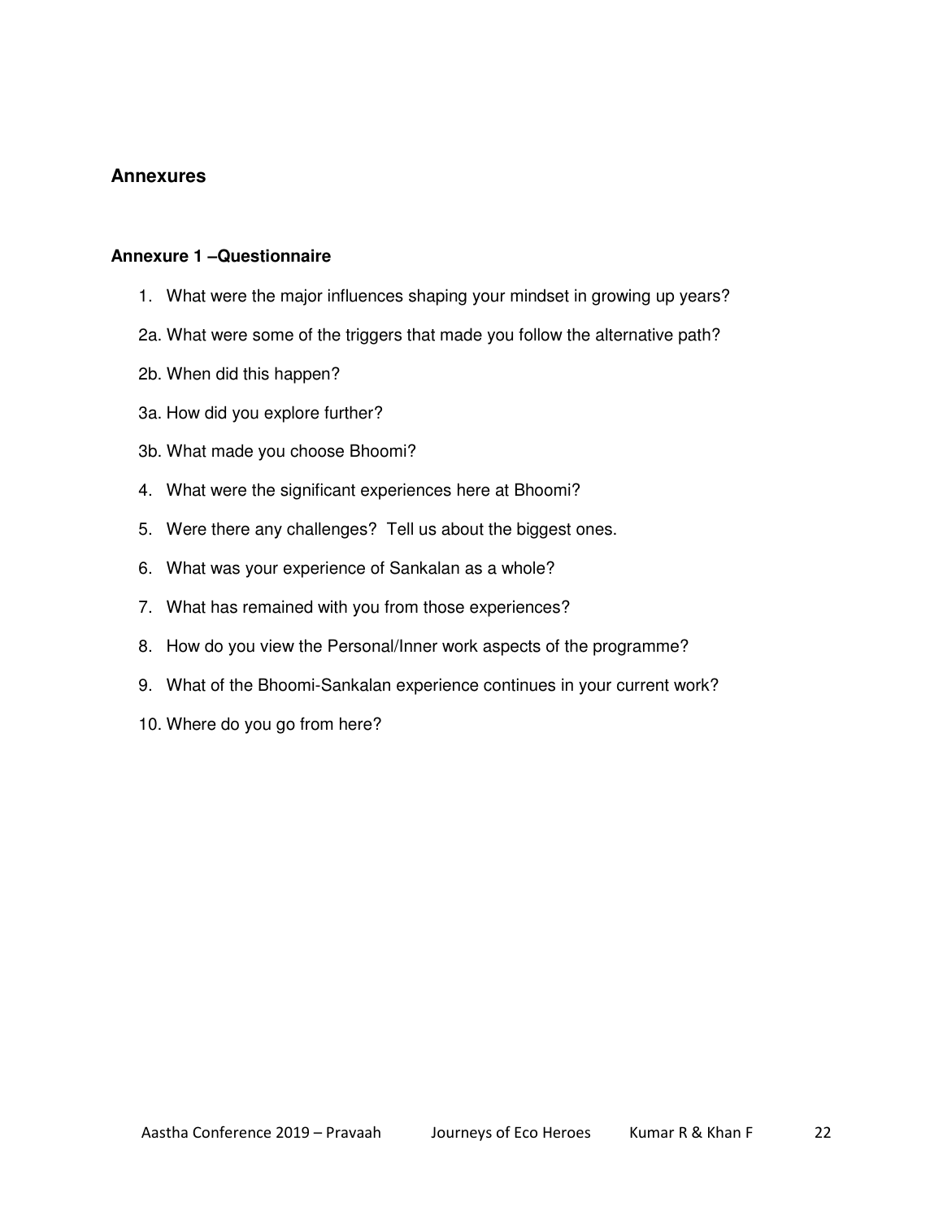## Annexures

### Annexure 1 –Questionnaire

1. What were the major influences shaping your mindset in growing up years?

2a. What were some of the triggers that made you follow the alternative path?

2b. When did this happen?

3a. How did you explore further?

3b. What made you choose Bhoomi?

4. What were the significant experiences here at Bhoomi?
5. Were there any challenges? Tell us about the biggest ones.
6. What was your experience of Sankalan as a whole?
7. What has remained with you from those experiences?
8. How do you view the Personal/Inner work aspects of the programme?
9. What of the Bhoomi-Sankalan experience continues in your current work?
10. Where do you go from here?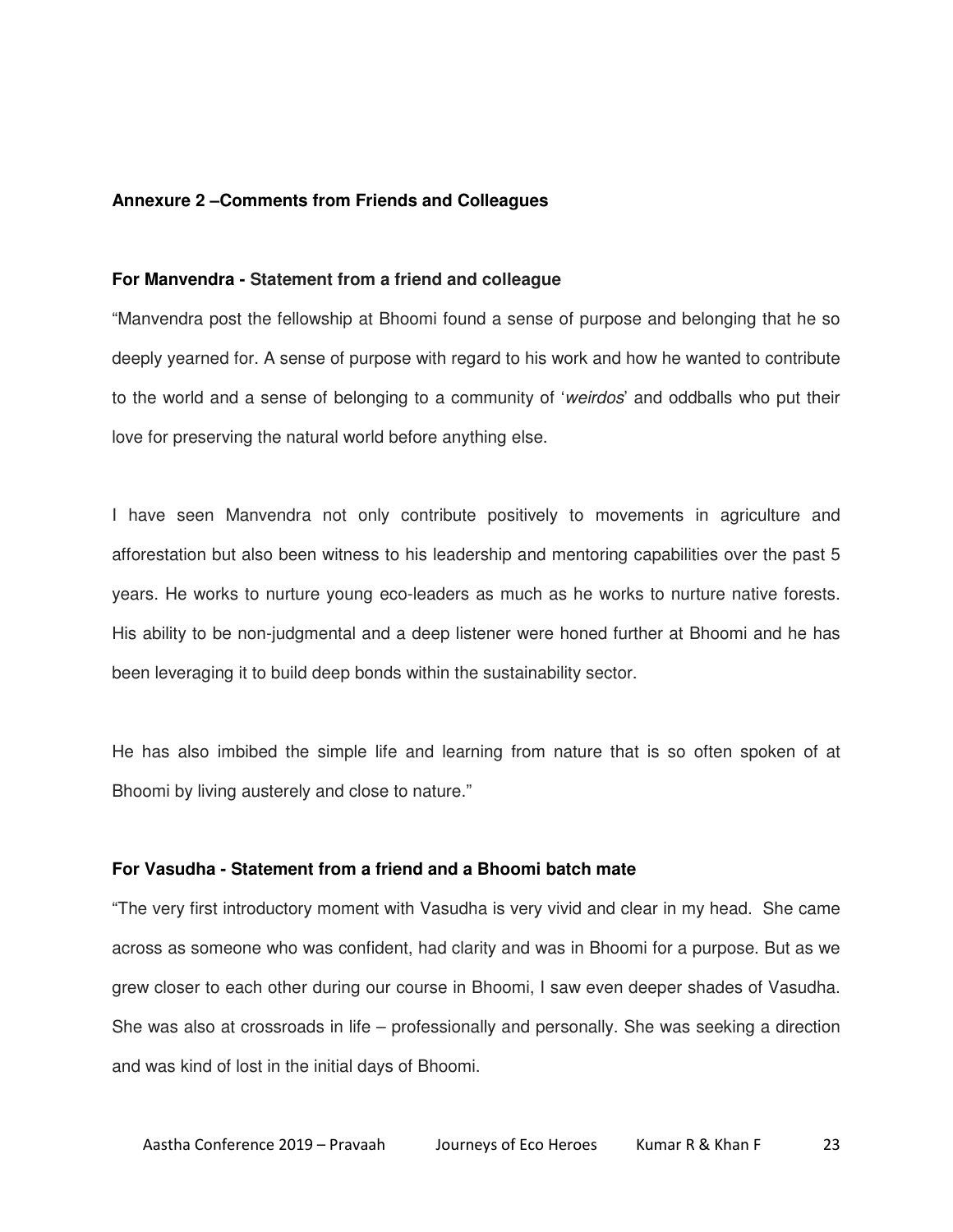## Annexure 2 –Comments from Friends and Colleagues

**For Manvendra - Statement from a friend and colleague**

"Manvendra post the fellowship at Bhoomi found a sense of purpose and belonging that he so deeply yearned for. A sense of purpose with regard to his work and how he wanted to contribute to the world and a sense of belonging to a community of '*weirdos*' and oddballs who put their love for preserving the natural world before anything else.

I have seen Manvendra not only contribute positively to movements in agriculture and afforestation but also been witness to his leadership and mentoring capabilities over the past 5 years. He works to nurture young eco-leaders as much as he works to nurture native forests. His ability to be non-judgmental and a deep listener were honed further at Bhoomi and he has been leveraging it to build deep bonds within the sustainability sector.

He has also imbibed the simple life and learning from nature that is so often spoken of at Bhoomi by living austerely and close to nature."

**For Vasudha - Statement from a friend and a Bhoomi batch mate**

"The very first introductory moment with Vasudha is very vivid and clear in my head. She came across as someone who was confident, had clarity and was in Bhoomi for a purpose. But as we grew closer to each other during our course in Bhoomi, I saw even deeper shades of Vasudha. She was also at crossroads in life – professionally and personally. She was seeking a direction and was kind of lost in the initial days of Bhoomi.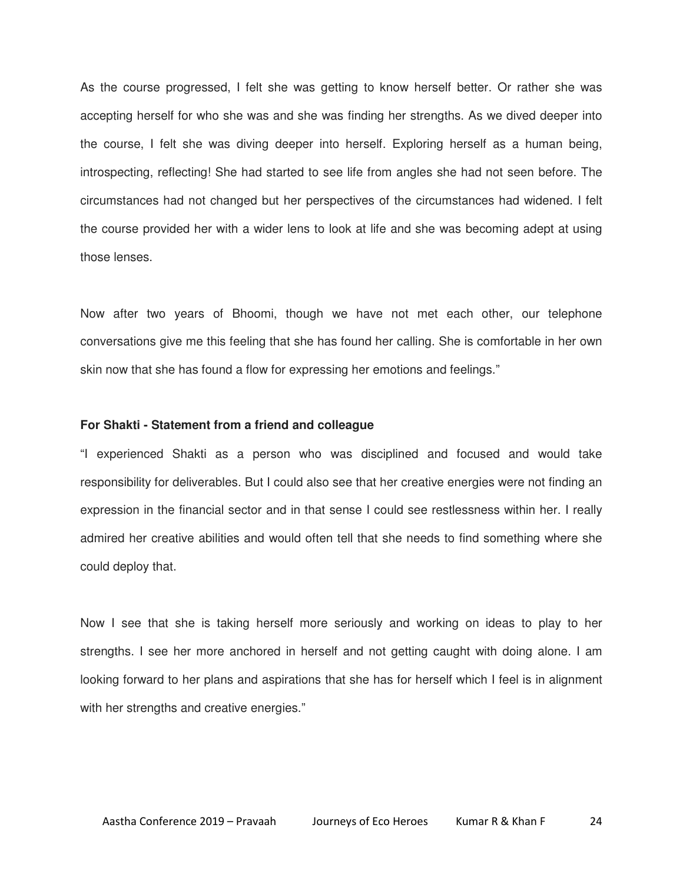As the course progressed, I felt she was getting to know herself better. Or rather she was accepting herself for who she was and she was finding her strengths. As we dived deeper into the course, I felt she was diving deeper into herself. Exploring herself as a human being, introspecting, reflecting! She had started to see life from angles she had not seen before. The circumstances had not changed but her perspectives of the circumstances had widened. I felt the course provided her with a wider lens to look at life and she was becoming adept at using those lenses.

Now after two years of Bhoomi, though we have not met each other, our telephone conversations give me this feeling that she has found her calling. She is comfortable in her own skin now that she has found a flow for expressing her emotions and feelings."

**For Shakti - Statement from a friend and colleague**

"I experienced Shakti as a person who was disciplined and focused and would take responsibility for deliverables. But I could also see that her creative energies were not finding an expression in the financial sector and in that sense I could see restlessness within her. I really admired her creative abilities and would often tell that she needs to find something where she could deploy that.

Now I see that she is taking herself more seriously and working on ideas to play to her strengths. I see her more anchored in herself and not getting caught with doing alone. I am looking forward to her plans and aspirations that she has for herself which I feel is in alignment with her strengths and creative energies."